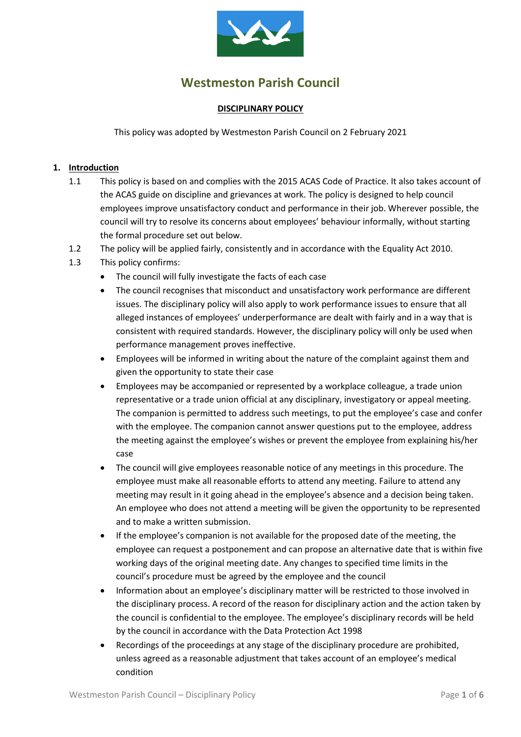# Westmeston Parish Council

## DISCIPLINARY POLICY

This policy was adopted by Westmeston Parish Council on 2 February 2021

### 1. Introduction

1.1 This policy is based on and complies with the 2015 ACAS Code of Practice. It also takes account of the ACAS guide on discipline and grievances at work. The policy is designed to help council employees improve unsatisfactory conduct and performance in their job. Wherever possible, the council will try to resolve its concerns about employees' behaviour informally, without starting the formal procedure set out below.

1.2 The policy will be applied fairly, consistently and in accordance with the Equality Act 2010.

1.3 This policy confirms:

- The council will fully investigate the facts of each case
- The council recognises that misconduct and unsatisfactory work performance are different issues. The disciplinary policy will also apply to work performance issues to ensure that all alleged instances of employees' underperformance are dealt with fairly and in a way that is consistent with required standards. However, the disciplinary policy will only be used when performance management proves ineffective.
- Employees will be informed in writing about the nature of the complaint against them and given the opportunity to state their case
- Employees may be accompanied or represented by a workplace colleague, a trade union representative or a trade union official at any disciplinary, investigatory or appeal meeting. The companion is permitted to address such meetings, to put the employee's case and confer with the employee. The companion cannot answer questions put to the employee, address the meeting against the employee's wishes or prevent the employee from explaining his/her case
- The council will give employees reasonable notice of any meetings in this procedure. The employee must make all reasonable efforts to attend any meeting. Failure to attend any meeting may result in it going ahead in the employee's absence and a decision being taken. An employee who does not attend a meeting will be given the opportunity to be represented and to make a written submission.
- If the employee's companion is not available for the proposed date of the meeting, the employee can request a postponement and can propose an alternative date that is within five working days of the original meeting date. Any changes to specified time limits in the council's procedure must be agreed by the employee and the council
- Information about an employee's disciplinary matter will be restricted to those involved in the disciplinary process. A record of the reason for disciplinary action and the action taken by the council is confidential to the employee. The employee's disciplinary records will be held by the council in accordance with the Data Protection Act 1998
- Recordings of the proceedings at any stage of the disciplinary procedure are prohibited, unless agreed as a reasonable adjustment that takes account of an employee's medical condition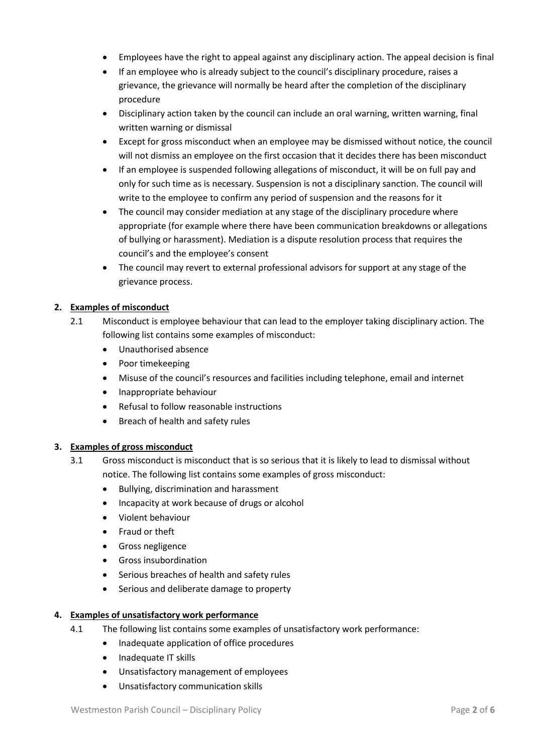- Employees have the right to appeal against any disciplinary action. The appeal decision is final
- If an employee who is already subject to the council's disciplinary procedure, raises a grievance, the grievance will normally be heard after the completion of the disciplinary procedure
- Disciplinary action taken by the council can include an oral warning, written warning, final written warning or dismissal
- Except for gross misconduct when an employee may be dismissed without notice, the council will not dismiss an employee on the first occasion that it decides there has been misconduct
- If an employee is suspended following allegations of misconduct, it will be on full pay and only for such time as is necessary. Suspension is not a disciplinary sanction. The council will write to the employee to confirm any period of suspension and the reasons for it
- The council may consider mediation at any stage of the disciplinary procedure where appropriate (for example where there have been communication breakdowns or allegations of bullying or harassment). Mediation is a dispute resolution process that requires the council's and the employee's consent
- The council may revert to external professional advisors for support at any stage of the grievance process.

## 2. Examples of misconduct

2.1 Misconduct is employee behaviour that can lead to the employer taking disciplinary action. The following list contains some examples of misconduct:

- Unauthorised absence
- Poor timekeeping
- Misuse of the council's resources and facilities including telephone, email and internet
- Inappropriate behaviour
- Refusal to follow reasonable instructions
- Breach of health and safety rules

## 3. Examples of gross misconduct

3.1 Gross misconduct is misconduct that is so serious that it is likely to lead to dismissal without notice. The following list contains some examples of gross misconduct:

- Bullying, discrimination and harassment
- Incapacity at work because of drugs or alcohol
- Violent behaviour
- Fraud or theft
- Gross negligence
- Gross insubordination
- Serious breaches of health and safety rules
- Serious and deliberate damage to property

## 4. Examples of unsatisfactory work performance

4.1 The following list contains some examples of unsatisfactory work performance:

- Inadequate application of office procedures
- Inadequate IT skills
- Unsatisfactory management of employees
- Unsatisfactory communication skills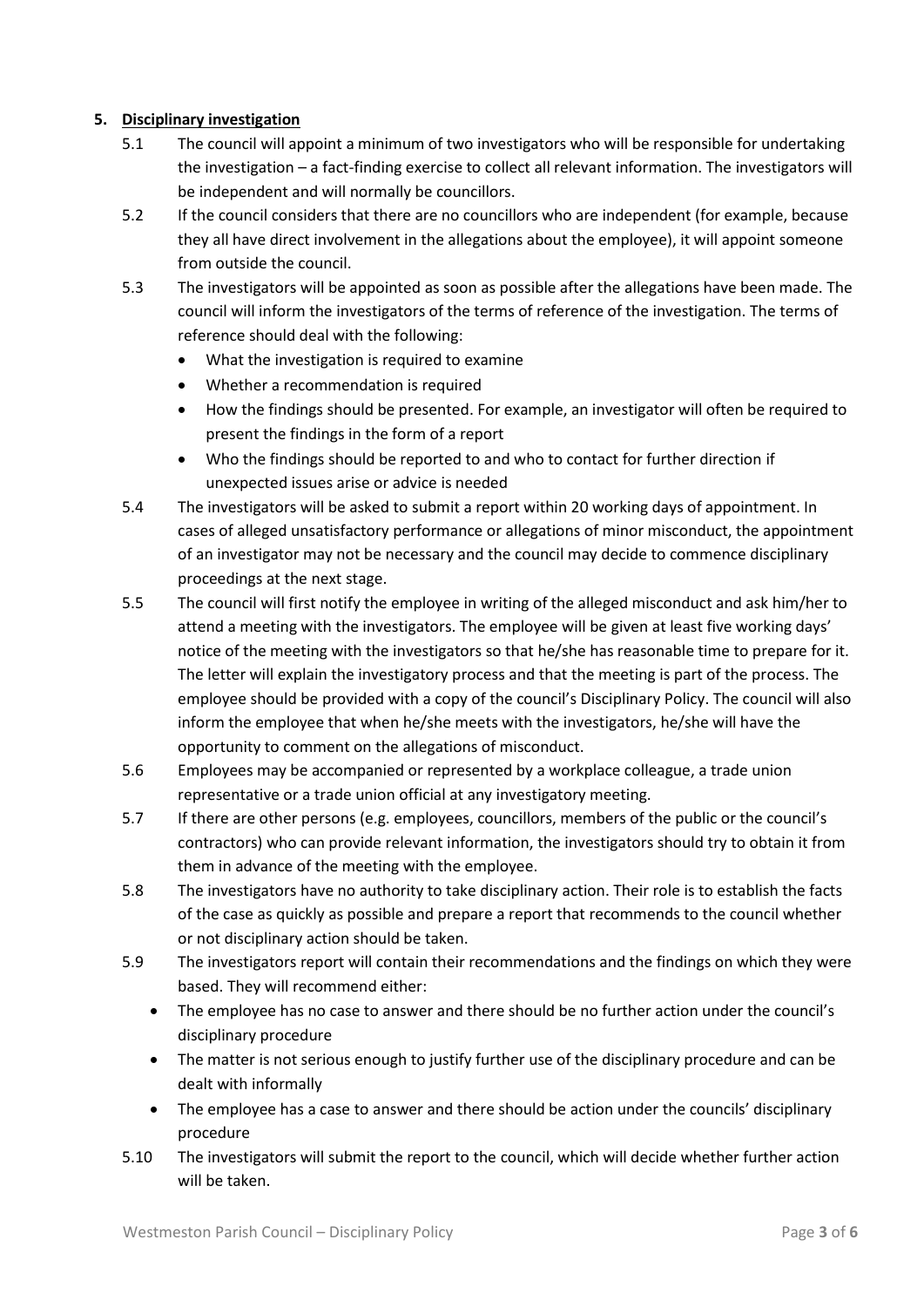## 5. Disciplinary investigation

5.1 The council will appoint a minimum of two investigators who will be responsible for undertaking the investigation – a fact-finding exercise to collect all relevant information. The investigators will be independent and will normally be councillors.

5.2 If the council considers that there are no councillors who are independent (for example, because they all have direct involvement in the allegations about the employee), it will appoint someone from outside the council.

5.3 The investigators will be appointed as soon as possible after the allegations have been made. The council will inform the investigators of the terms of reference of the investigation. The terms of reference should deal with the following:

- What the investigation is required to examine
- Whether a recommendation is required
- How the findings should be presented. For example, an investigator will often be required to present the findings in the form of a report
- Who the findings should be reported to and who to contact for further direction if unexpected issues arise or advice is needed

5.4 The investigators will be asked to submit a report within 20 working days of appointment. In cases of alleged unsatisfactory performance or allegations of minor misconduct, the appointment of an investigator may not be necessary and the council may decide to commence disciplinary proceedings at the next stage.

5.5 The council will first notify the employee in writing of the alleged misconduct and ask him/her to attend a meeting with the investigators. The employee will be given at least five working days' notice of the meeting with the investigators so that he/she has reasonable time to prepare for it. The letter will explain the investigatory process and that the meeting is part of the process. The employee should be provided with a copy of the council's Disciplinary Policy. The council will also inform the employee that when he/she meets with the investigators, he/she will have the opportunity to comment on the allegations of misconduct.

5.6 Employees may be accompanied or represented by a workplace colleague, a trade union representative or a trade union official at any investigatory meeting.

5.7 If there are other persons (e.g. employees, councillors, members of the public or the council's contractors) who can provide relevant information, the investigators should try to obtain it from them in advance of the meeting with the employee.

5.8 The investigators have no authority to take disciplinary action. Their role is to establish the facts of the case as quickly as possible and prepare a report that recommends to the council whether or not disciplinary action should be taken.

5.9 The investigators report will contain their recommendations and the findings on which they were based. They will recommend either:

- The employee has no case to answer and there should be no further action under the council's disciplinary procedure
- The matter is not serious enough to justify further use of the disciplinary procedure and can be dealt with informally
- The employee has a case to answer and there should be action under the councils' disciplinary procedure

5.10 The investigators will submit the report to the council, which will decide whether further action will be taken.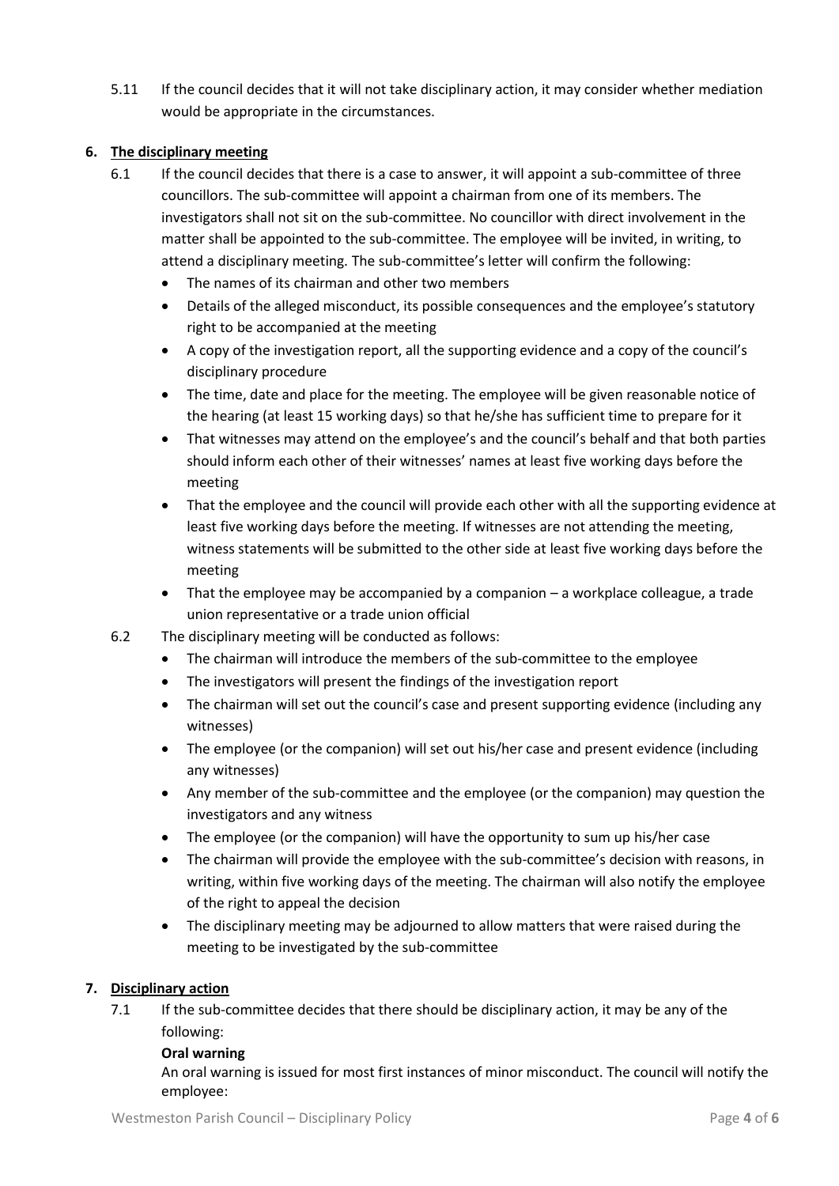5.11 If the council decides that it will not take disciplinary action, it may consider whether mediation would be appropriate in the circumstances.

## 6. Disciplinary meeting

6.1 If the council decides that there is a case to answer, it will appoint a sub-committee of three councillors. The sub-committee will appoint a chairman from one of its members. The investigators shall not sit on the sub-committee. No councillor with direct involvement in the matter shall be appointed to the sub-committee. The employee will be invited, in writing, to attend a disciplinary meeting. The sub-committee's letter will confirm the following:

- The names of its chairman and other two members
- Details of the alleged misconduct, its possible consequences and the employee's statutory right to be accompanied at the meeting
- A copy of the investigation report, all the supporting evidence and a copy of the council's disciplinary procedure
- The time, date and place for the meeting. The employee will be given reasonable notice of the hearing (at least 15 working days) so that he/she has sufficient time to prepare for it
- That witnesses may attend on the employee's and the council's behalf and that both parties should inform each other of their witnesses' names at least five working days before the meeting
- That the employee and the council will provide each other with all the supporting evidence at least five working days before the meeting. If witnesses are not attending the meeting, witness statements will be submitted to the other side at least five working days before the meeting
- That the employee may be accompanied by a companion – a workplace colleague, a trade union representative or a trade union official

6.2 The disciplinary meeting will be conducted as follows:

- The chairman will introduce the members of the sub-committee to the employee
- The investigators will present the findings of the investigation report
- The chairman will set out the council's case and present supporting evidence (including any witnesses)
- The employee (or the companion) will set out his/her case and present evidence (including any witnesses)
- Any member of the sub-committee and the employee (or the companion) may question the investigators and any witness
- The employee (or the companion) will have the opportunity to sum up his/her case
- The chairman will provide the employee with the sub-committee's decision with reasons, in writing, within five working days of the meeting. The chairman will also notify the employee of the right to appeal the decision
- The disciplinary meeting may be adjourned to allow matters that were raised during the meeting to be investigated by the sub-committee

## 7. Disciplinary action

7.1 If the sub-committee decides that there should be disciplinary action, it may be any of the following:

**Oral warning**

An oral warning is issued for most first instances of minor misconduct. The council will notify the employee: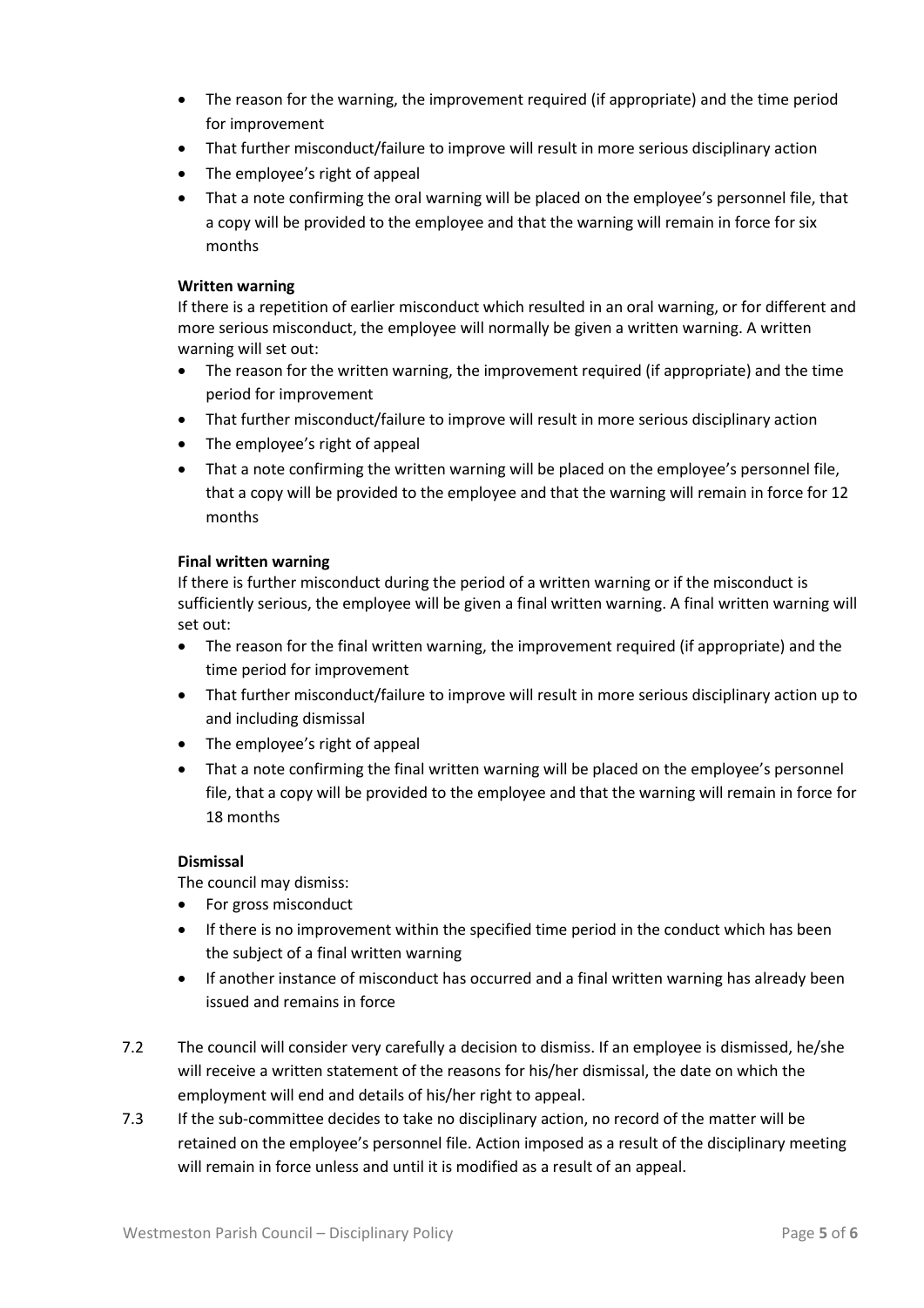- The reason for the warning, the improvement required (if appropriate) and the time period for improvement
- That further misconduct/failure to improve will result in more serious disciplinary action
- The employee's right of appeal
- That a note confirming the oral warning will be placed on the employee's personnel file, that a copy will be provided to the employee and that the warning will remain in force for six months

**Written warning**

If there is a repetition of earlier misconduct which resulted in an oral warning, or for different and more serious misconduct, the employee will normally be given a written warning. A written warning will set out:

- The reason for the written warning, the improvement required (if appropriate) and the time period for improvement
- That further misconduct/failure to improve will result in more serious disciplinary action
- The employee's right of appeal
- That a note confirming the written warning will be placed on the employee's personnel file, that a copy will be provided to the employee and that the warning will remain in force for 12 months

**Final written warning**

If there is further misconduct during the period of a written warning or if the misconduct is sufficiently serious, the employee will be given a final written warning. A final written warning will set out:

- The reason for the final written warning, the improvement required (if appropriate) and the time period for improvement
- That further misconduct/failure to improve will result in more serious disciplinary action up to and including dismissal
- The employee's right of appeal
- That a note confirming the final written warning will be placed on the employee's personnel file, that a copy will be provided to the employee and that the warning will remain in force for 18 months

**Dismissal**

The council may dismiss:

- For gross misconduct
- If there is no improvement within the specified time period in the conduct which has been the subject of a final written warning
- If another instance of misconduct has occurred and a final written warning has already been issued and remains in force

7.2 The council will consider very carefully a decision to dismiss. If an employee is dismissed, he/she will receive a written statement of the reasons for his/her dismissal, the date on which the employment will end and details of his/her right to appeal.

7.3 If the sub-committee decides to take no disciplinary action, no record of the matter will be retained on the employee's personnel file. Action imposed as a result of the disciplinary meeting will remain in force unless and until it is modified as a result of an appeal.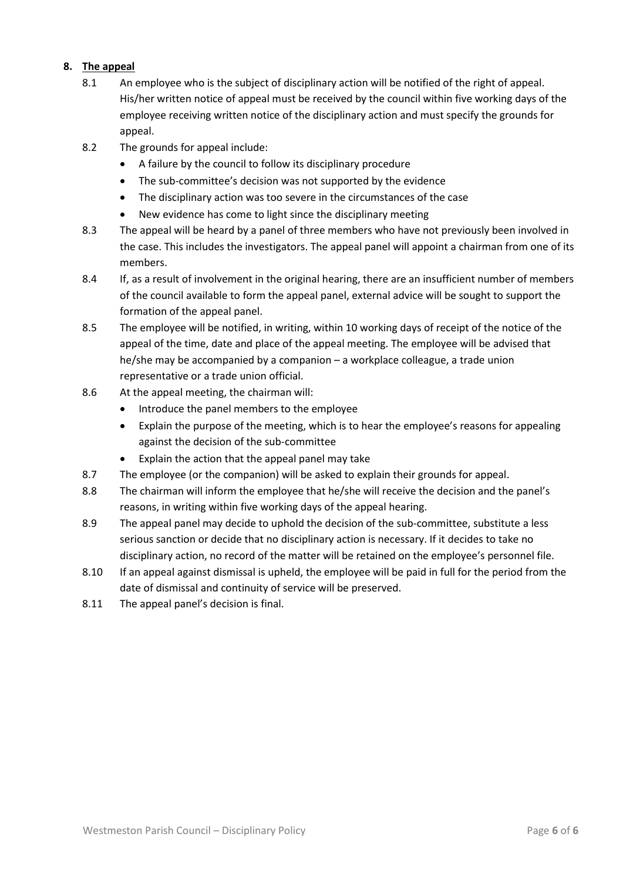## 8. The appeal

8.1 An employee who is the subject of disciplinary action will be notified of the right of appeal. His/her written notice of appeal must be received by the council within five working days of the employee receiving written notice of the disciplinary action and must specify the grounds for appeal.

8.2 The grounds for appeal include:

- A failure by the council to follow its disciplinary procedure
- The sub-committee's decision was not supported by the evidence
- The disciplinary action was too severe in the circumstances of the case
- New evidence has come to light since the disciplinary meeting

8.3 The appeal will be heard by a panel of three members who have not previously been involved in the case. This includes the investigators. The appeal panel will appoint a chairman from one of its members.

8.4 If, as a result of involvement in the original hearing, there are an insufficient number of members of the council available to form the appeal panel, external advice will be sought to support the formation of the appeal panel.

8.5 The employee will be notified, in writing, within 10 working days of receipt of the notice of the appeal of the time, date and place of the appeal meeting. The employee will be advised that he/she may be accompanied by a companion – a workplace colleague, a trade union representative or a trade union official.

8.6 At the appeal meeting, the chairman will:

- Introduce the panel members to the employee
- Explain the purpose of the meeting, which is to hear the employee's reasons for appealing against the decision of the sub-committee
- Explain the action that the appeal panel may take

8.7 The employee (or the companion) will be asked to explain their grounds for appeal.

8.8 The chairman will inform the employee that he/she will receive the decision and the panel's reasons, in writing within five working days of the appeal hearing.

8.9 The appeal panel may decide to uphold the decision of the sub-committee, substitute a less serious sanction or decide that no disciplinary action is necessary. If it decides to take no disciplinary action, no record of the matter will be retained on the employee's personnel file.

8.10 If an appeal against dismissal is upheld, the employee will be paid in full for the period from the date of dismissal and continuity of service will be preserved.

8.11 The appeal panel's decision is final.